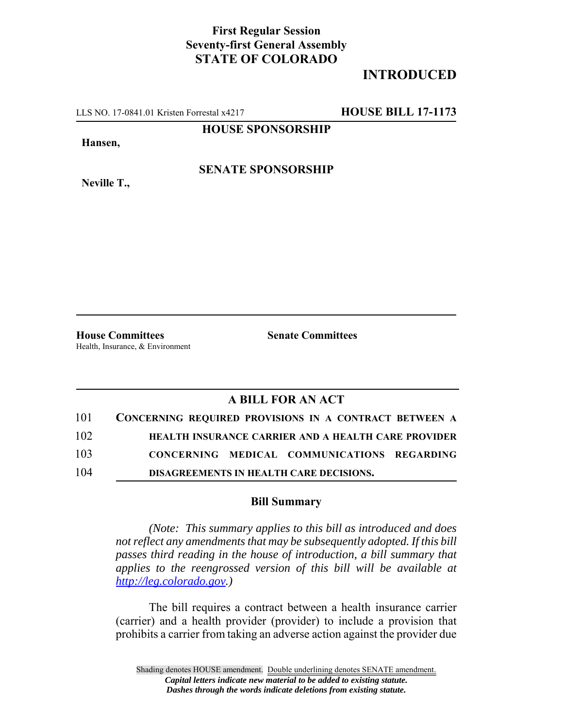**First Regular Session**
**Seventy-first General Assembly**
**STATE OF COLORADO**

**INTRODUCED**

LLS NO. 17-0841.01 Kristen Forrestal x4217 **HOUSE BILL 17-1173**

**HOUSE SPONSORSHIP**

**Hansen,**

**SENATE SPONSORSHIP**

**Neville T.,**

**House Committees**
Health, Insurance, & Environment

**Senate Committees**

## A BILL FOR AN ACT

101 **CONCERNING REQUIRED PROVISIONS IN A CONTRACT BETWEEN A**
102 **HEALTH INSURANCE CARRIER AND A HEALTH CARE PROVIDER**
103 **CONCERNING MEDICAL COMMUNICATIONS REGARDING**
104 **DISAGREEMENTS IN HEALTH CARE DECISIONS.**

### Bill Summary

*(Note: This summary applies to this bill as introduced and does not reflect any amendments that may be subsequently adopted. If this bill passes third reading in the house of introduction, a bill summary that applies to the reengrossed version of this bill will be available at http://leg.colorado.gov.)*

The bill requires a contract between a health insurance carrier (carrier) and a health provider (provider) to include a provision that prohibits a carrier from taking an adverse action against the provider due

Shading denotes HOUSE amendment. Double underlining denotes SENATE amendment.
*Capital letters indicate new material to be added to existing statute.*
*Dashes through the words indicate deletions from existing statute.*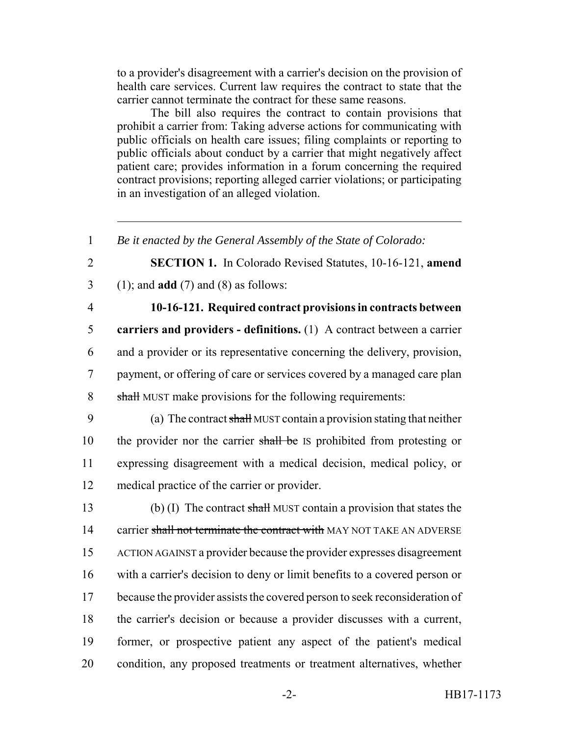to a provider's disagreement with a carrier's decision on the provision of health care services. Current law requires the contract to state that the carrier cannot terminate the contract for these same reasons.

The bill also requires the contract to contain provisions that prohibit a carrier from: Taking adverse actions for communicating with public officials on health care issues; filing complaints or reporting to public officials about conduct by a carrier that might negatively affect patient care; provides information in a forum concerning the required contract provisions; reporting alleged carrier violations; or participating in an investigation of an alleged violation.

---

1 *Be it enacted by the General Assembly of the State of Colorado:*

2 **SECTION 1.** In Colorado Revised Statutes, 10-16-121, **amend**
3 (1); and **add** (7) and (8) as follows:

4 **10-16-121. Required contract provisions in contracts between**
5 **carriers and providers - definitions.** (1) A contract between a carrier
6 and a provider or its representative concerning the delivery, provision,
7 payment, or offering of care or services covered by a managed care plan
8 ~~shall~~ MUST make provisions for the following requirements:

9 (a) The contract ~~shall~~ MUST contain a provision stating that neither
10 the provider nor the carrier ~~shall be~~ IS prohibited from protesting or
11 expressing disagreement with a medical decision, medical policy, or
12 medical practice of the carrier or provider.

13 (b) (I) The contract ~~shall~~ MUST contain a provision that states the
14 carrier ~~shall not terminate the contract with~~ MAY NOT TAKE AN ADVERSE
15 ACTION AGAINST a provider because the provider expresses disagreement
16 with a carrier's decision to deny or limit benefits to a covered person or
17 because the provider assists the covered person to seek reconsideration of
18 the carrier's decision or because a provider discusses with a current,
19 former, or prospective patient any aspect of the patient's medical
20 condition, any proposed treatments or treatment alternatives, whether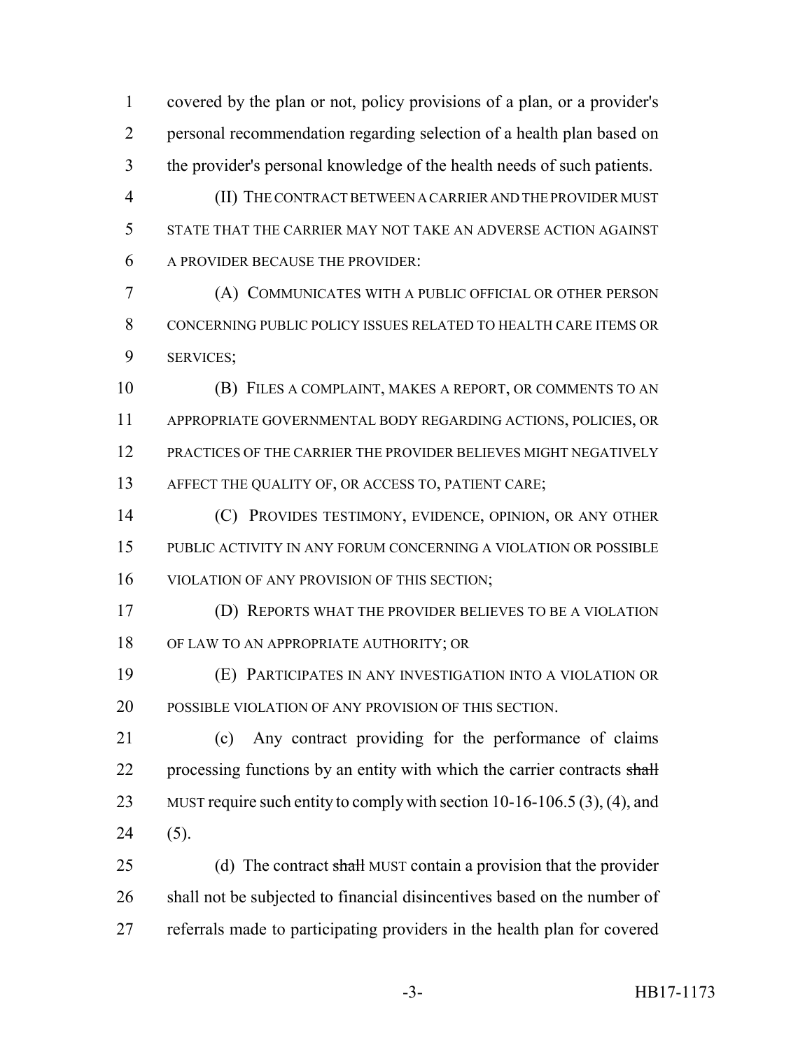covered by the plan or not, policy provisions of a plan, or a provider's personal recommendation regarding selection of a health plan based on the provider's personal knowledge of the health needs of such patients.

(II) THE CONTRACT BETWEEN A CARRIER AND THE PROVIDER MUST STATE THAT THE CARRIER MAY NOT TAKE AN ADVERSE ACTION AGAINST A PROVIDER BECAUSE THE PROVIDER:

(A) COMMUNICATES WITH A PUBLIC OFFICIAL OR OTHER PERSON CONCERNING PUBLIC POLICY ISSUES RELATED TO HEALTH CARE ITEMS OR SERVICES;

(B) FILES A COMPLAINT, MAKES A REPORT, OR COMMENTS TO AN APPROPRIATE GOVERNMENTAL BODY REGARDING ACTIONS, POLICIES, OR PRACTICES OF THE CARRIER THE PROVIDER BELIEVES MIGHT NEGATIVELY AFFECT THE QUALITY OF, OR ACCESS TO, PATIENT CARE;

(C) PROVIDES TESTIMONY, EVIDENCE, OPINION, OR ANY OTHER PUBLIC ACTIVITY IN ANY FORUM CONCERNING A VIOLATION OR POSSIBLE VIOLATION OF ANY PROVISION OF THIS SECTION;

(D) REPORTS WHAT THE PROVIDER BELIEVES TO BE A VIOLATION OF LAW TO AN APPROPRIATE AUTHORITY; OR

(E) PARTICIPATES IN ANY INVESTIGATION INTO A VIOLATION OR POSSIBLE VIOLATION OF ANY PROVISION OF THIS SECTION.

(c) Any contract providing for the performance of claims processing functions by an entity with which the carrier contracts ~~shall~~ MUST require such entity to comply with section 10-16-106.5 (3), (4), and (5).

(d) The contract ~~shall~~ MUST contain a provision that the provider shall not be subjected to financial disincentives based on the number of referrals made to participating providers in the health plan for covered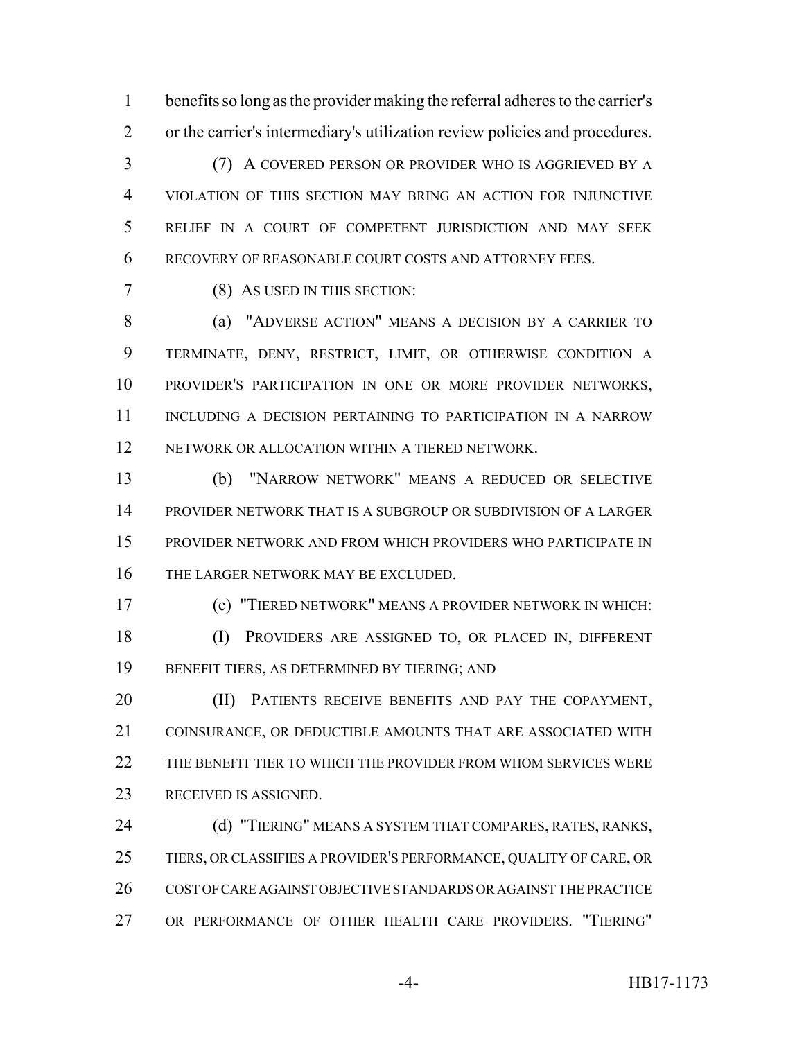benefits so long as the provider making the referral adheres to the carrier's or the carrier's intermediary's utilization review policies and procedures.

(7) A COVERED PERSON OR PROVIDER WHO IS AGGRIEVED BY A VIOLATION OF THIS SECTION MAY BRING AN ACTION FOR INJUNCTIVE RELIEF IN A COURT OF COMPETENT JURISDICTION AND MAY SEEK RECOVERY OF REASONABLE COURT COSTS AND ATTORNEY FEES.

(8) AS USED IN THIS SECTION:

(a) "ADVERSE ACTION" MEANS A DECISION BY A CARRIER TO TERMINATE, DENY, RESTRICT, LIMIT, OR OTHERWISE CONDITION A PROVIDER'S PARTICIPATION IN ONE OR MORE PROVIDER NETWORKS, INCLUDING A DECISION PERTAINING TO PARTICIPATION IN A NARROW NETWORK OR ALLOCATION WITHIN A TIERED NETWORK.

(b) "NARROW NETWORK" MEANS A REDUCED OR SELECTIVE PROVIDER NETWORK THAT IS A SUBGROUP OR SUBDIVISION OF A LARGER PROVIDER NETWORK AND FROM WHICH PROVIDERS WHO PARTICIPATE IN THE LARGER NETWORK MAY BE EXCLUDED.

(c) "TIERED NETWORK" MEANS A PROVIDER NETWORK IN WHICH:

(I) PROVIDERS ARE ASSIGNED TO, OR PLACED IN, DIFFERENT BENEFIT TIERS, AS DETERMINED BY TIERING; AND

(II) PATIENTS RECEIVE BENEFITS AND PAY THE COPAYMENT, COINSURANCE, OR DEDUCTIBLE AMOUNTS THAT ARE ASSOCIATED WITH THE BENEFIT TIER TO WHICH THE PROVIDER FROM WHOM SERVICES WERE RECEIVED IS ASSIGNED.

(d) "TIERING" MEANS A SYSTEM THAT COMPARES, RATES, RANKS, TIERS, OR CLASSIFIES A PROVIDER'S PERFORMANCE, QUALITY OF CARE, OR COST OF CARE AGAINST OBJECTIVE STANDARDS OR AGAINST THE PRACTICE OR PERFORMANCE OF OTHER HEALTH CARE PROVIDERS. "TIERING"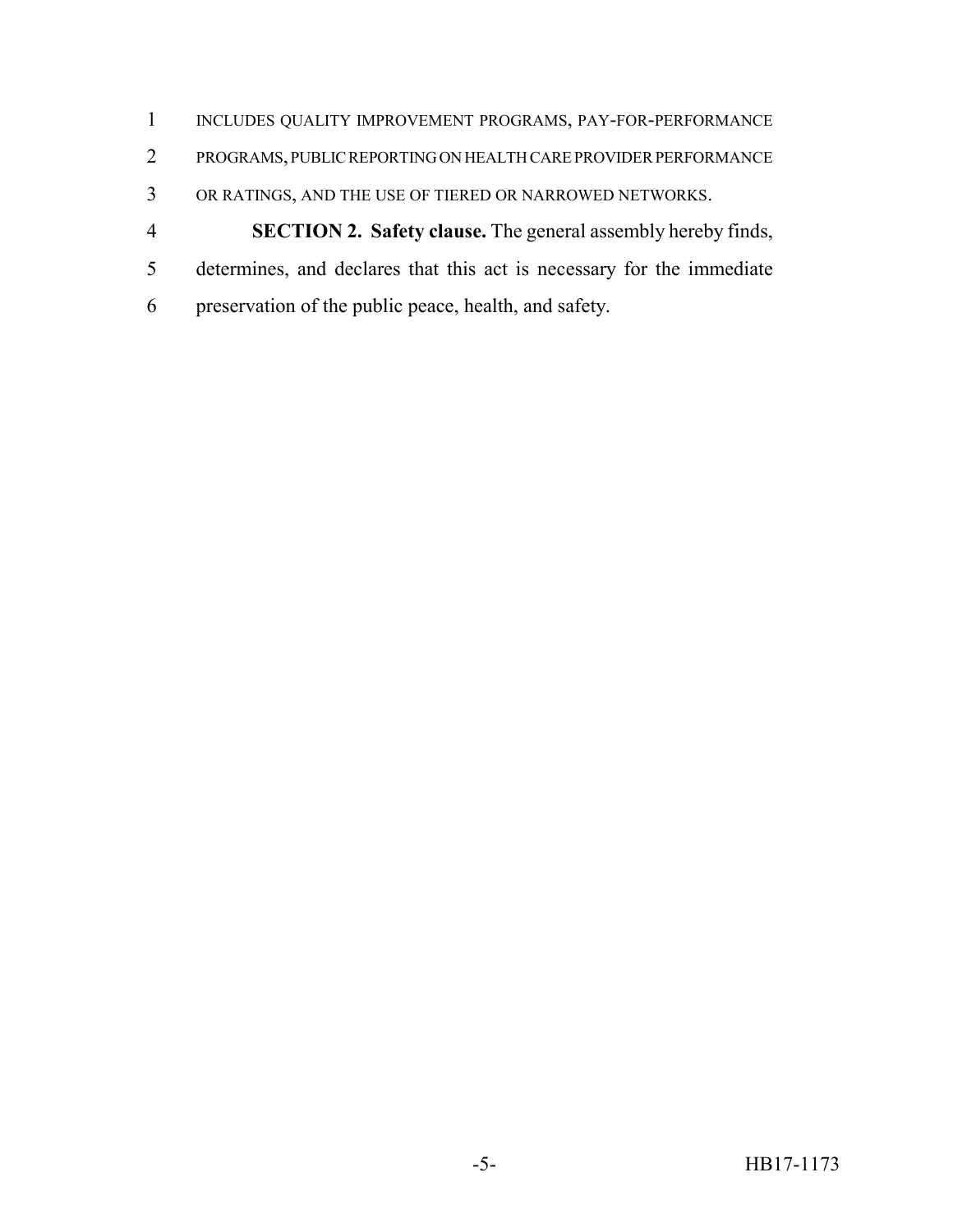INCLUDES QUALITY IMPROVEMENT PROGRAMS, PAY-FOR-PERFORMANCE PROGRAMS, PUBLIC REPORTING ON HEALTH CARE PROVIDER PERFORMANCE OR RATINGS, AND THE USE OF TIERED OR NARROWED NETWORKS.

**SECTION 2. Safety clause.** The general assembly hereby finds, determines, and declares that this act is necessary for the immediate preservation of the public peace, health, and safety.